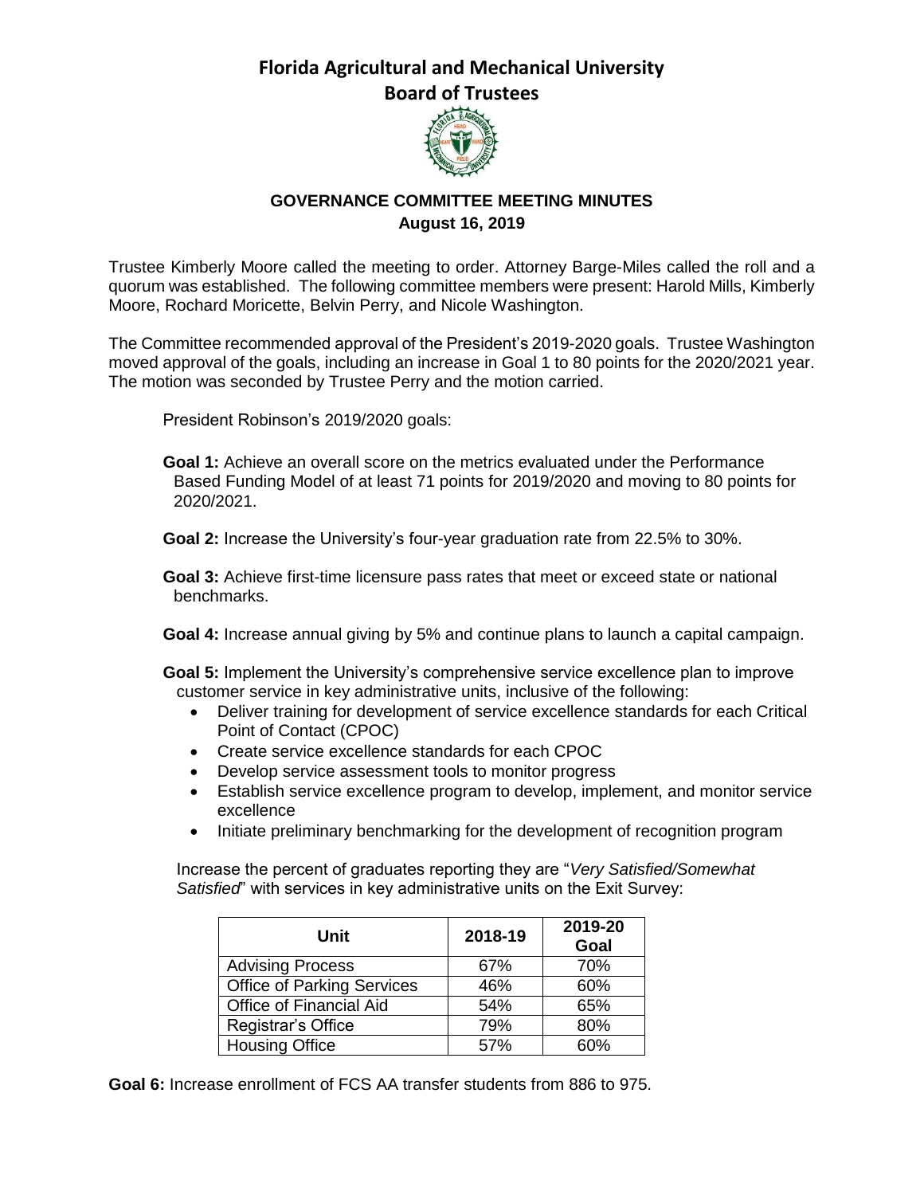# Florida Agricultural and Mechanical University
## Board of Trustees

### GOVERNANCE COMMITTEE MEETING MINUTES
**August 16, 2019**

Trustee Kimberly Moore called the meeting to order. Attorney Barge-Miles called the roll and a quorum was established. The following committee members were present: Harold Mills, Kimberly Moore, Rochard Moricette, Belvin Perry, and Nicole Washington.

The Committee recommended approval of the President's 2019-2020 goals. Trustee Washington moved approval of the goals, including an increase in Goal 1 to 80 points for the 2020/2021 year. The motion was seconded by Trustee Perry and the motion carried.

President Robinson's 2019/2020 goals:

**Goal 1:** Achieve an overall score on the metrics evaluated under the Performance Based Funding Model of at least 71 points for 2019/2020 and moving to 80 points for 2020/2021.

**Goal 2:** Increase the University's four-year graduation rate from 22.5% to 30%.

**Goal 3:** Achieve first-time licensure pass rates that meet or exceed state or national benchmarks.

**Goal 4:** Increase annual giving by 5% and continue plans to launch a capital campaign.

**Goal 5:** Implement the University's comprehensive service excellence plan to improve customer service in key administrative units, inclusive of the following:

- Deliver training for development of service excellence standards for each Critical Point of Contact (CPOC)
- Create service excellence standards for each CPOC
- Develop service assessment tools to monitor progress
- Establish service excellence program to develop, implement, and monitor service excellence
- Initiate preliminary benchmarking for the development of recognition program

Increase the percent of graduates reporting they are "*Very Satisfied/Somewhat Satisfied*" with services in key administrative units on the Exit Survey:

| Unit | 2018-19 | 2019-20 Goal |
|---|---|---|
| Advising Process | 67% | 70% |
| Office of Parking Services | 46% | 60% |
| Office of Financial Aid | 54% | 65% |
| Registrar's Office | 79% | 80% |
| Housing Office | 57% | 60% |

**Goal 6:** Increase enrollment of FCS AA transfer students from 886 to 975.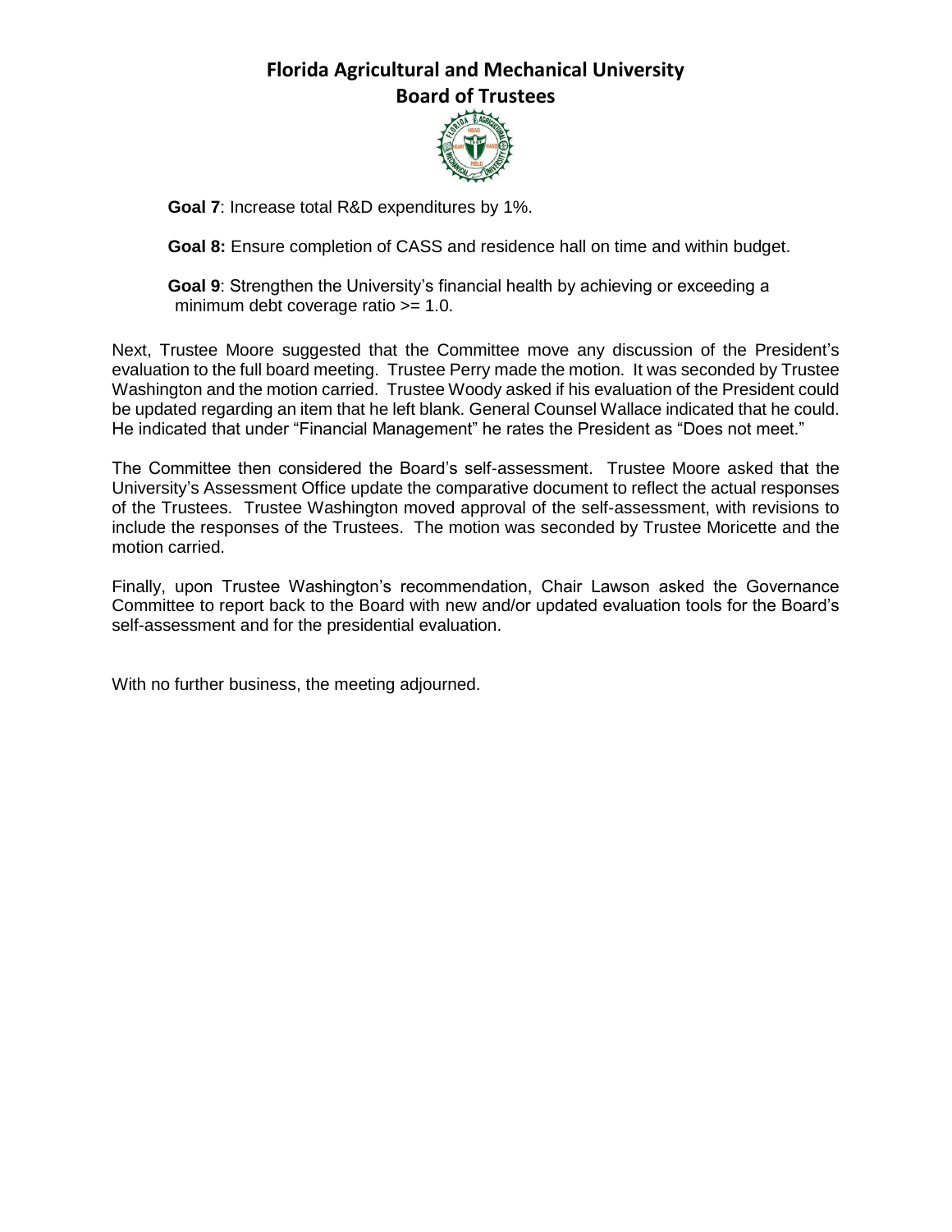**Goal 7**: Increase total R&D expenditures by 1%.

**Goal 8:** Ensure completion of CASS and residence hall on time and within budget.

**Goal 9**: Strengthen the University's financial health by achieving or exceeding a minimum debt coverage ratio >= 1.0.

Next, Trustee Moore suggested that the Committee move any discussion of the President's evaluation to the full board meeting. Trustee Perry made the motion. It was seconded by Trustee Washington and the motion carried. Trustee Woody asked if his evaluation of the President could be updated regarding an item that he left blank. General Counsel Wallace indicated that he could. He indicated that under "Financial Management" he rates the President as "Does not meet."

The Committee then considered the Board's self-assessment. Trustee Moore asked that the University's Assessment Office update the comparative document to reflect the actual responses of the Trustees. Trustee Washington moved approval of the self-assessment, with revisions to include the responses of the Trustees. The motion was seconded by Trustee Moricette and the motion carried.

Finally, upon Trustee Washington's recommendation, Chair Lawson asked the Governance Committee to report back to the Board with new and/or updated evaluation tools for the Board's self-assessment and for the presidential evaluation.

With no further business, the meeting adjourned.